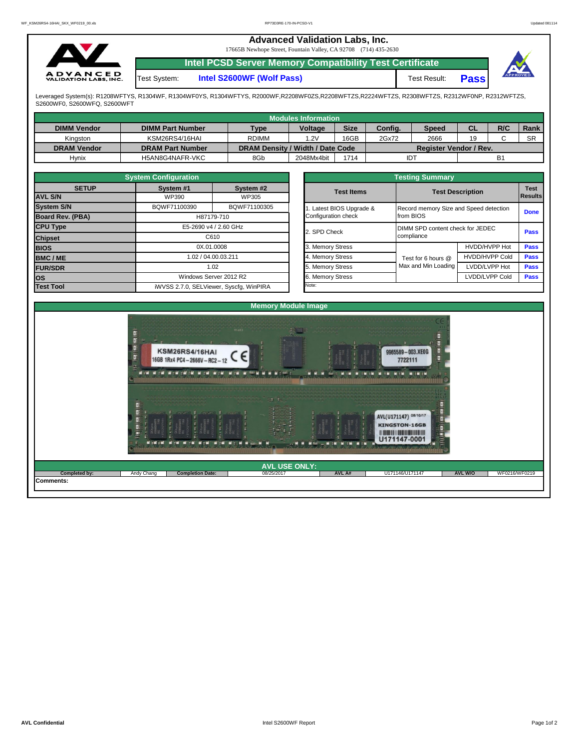# Advanced Validation Labs, Inc.

17665B Newhope Street, Fountain Valley, CA 92708 (714) 435-2630

## Intel PCSD Server Memory Compatibility Test Certificate

Test System: **Intel S2600WF (Wolf Pass)**

Test Result: **Pass**

Leveraged System(s): R1208WFTYS, R1304WF, R1304WF0YS, R1304WFTYS, R2000WF,R2208WF0ZS,R2208WFTZS,R2224WFTZS, R2308WFTZS, R2312WF0NP, R2312WFTZS, S2600WF0, S2600WFQ, S2600WFT

### Modules Information

| DIMM Vendor | DIMM Part Number | Type | Voltage | Size | Config. | Speed | CL | R/C | Rank |
|---|---|---|---|---|---|---|---|---|---|
| Kingston | KSM26RS4/16HAI | RDIMM | 1.2V | 16GB | 2Gx72 | 2666 | 19 | C | SR |
| **DRAM Vendor** | **DRAM Part Number** | **DRAM Density / Width / Date Code** | | | **Register Vendor / Rev.** | | | | |
| Hynix | H5AN8G4NAFR-VKC | 8Gb | 2048Mx4bit | 1714 | IDT | | B1 | | |

### System Configuration

| SETUP | System #1 | System #2 |
|---|---|---|
| **AVL S/N** | WP390 | WP305 |
| **System S/N** | BQWF71100390 | BQWF71100305 |
| **Board Rev. (PBA)** | H87179-710 | |
| **CPU Type** | E5-2690 v4 / 2.60 GHz | |
| **Chipset** | C610 | |
| **BIOS** | 0X.01.0008 | |
| **BMC / ME** | 1.02 / 04.00.03.211 | |
| **FUR/SDR** | 1.02 | |
| **OS** | Windows Server 2012 R2 | |
| **Test Tool** | iWVSS 2.7.0, SELViewer, Syscfg, WinPIRA | |

### Testing Summary

| Test Items | Test Description | | Test Results |
|---|---|---|---|
| 1. Latest BIOS Upgrade & Configuration check | Record memory Size and Speed detection from BIOS | | Done |
| 2. SPD Check | DIMM SPD content check for JEDEC compliance | | Pass |
| 3. Memory Stress | Test for 6 hours @ Max and Min Loading | HVDD/HVPP Hot | Pass |
| 4. Memory Stress | | HVDD/HVPP Cold | Pass |
| 5. Memory Stress | | LVDD/LVPP Hot | Pass |
| 6. Memory Stress | | LVDD/LVPP Cold | Pass |

Note:

### Memory Module Image

### AVL USE ONLY:

| Completed by: | Andy Chang | Completion Date: | 08/25/2017 | AVL A# | U171146/U171147 | AVL W/O | WF0216/WF0219 |
|---|---|---|---|---|---|---|---|

**Comments:**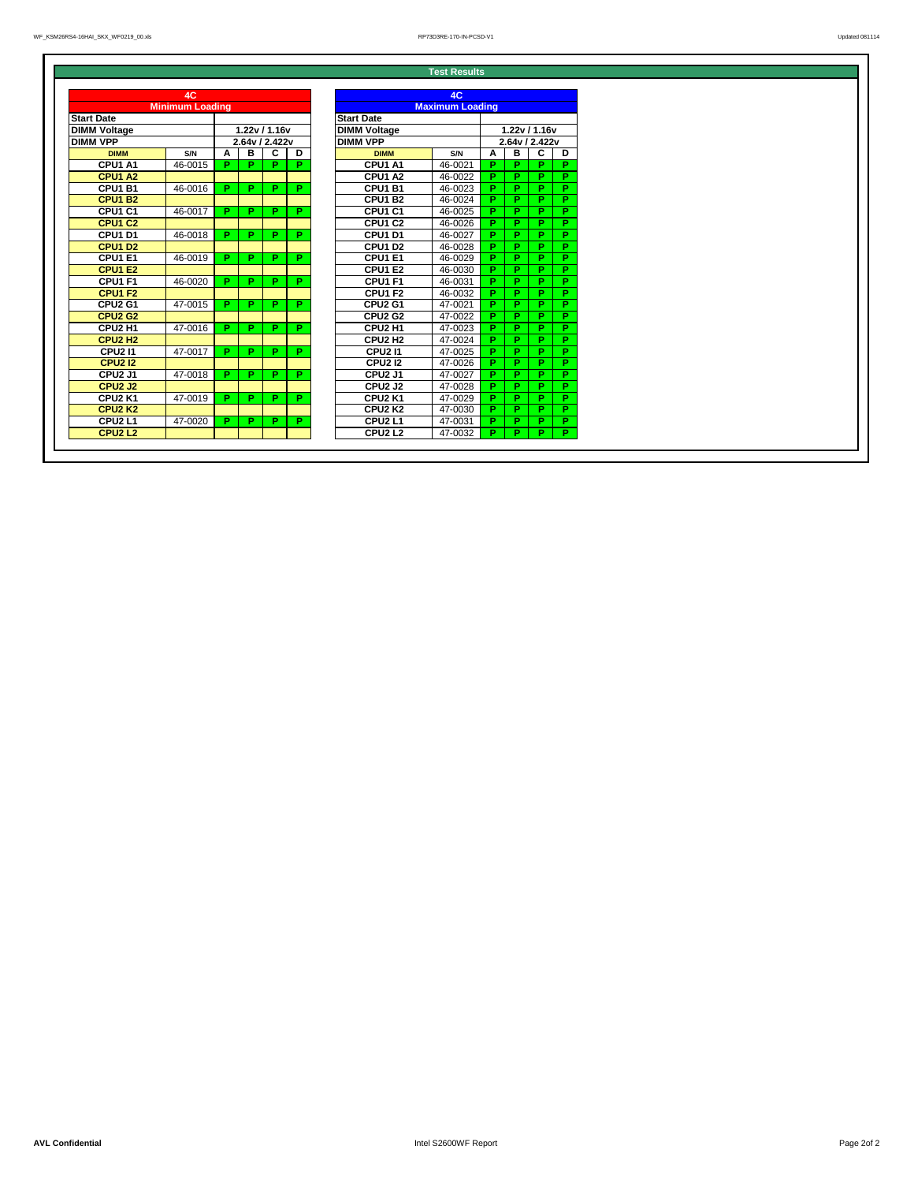## Test Results

| 4C | | | | | |
|---|---|---|---|---|---|
| **Minimum Loading** | | | | | |
| **Start Date** | | | | | |
| **DIMM Voltage** | | 1.22v / 1.16v | | | |
| **DIMM VPP** | | 2.64v / 2.422v | | | |
| **DIMM** | **S/N** | **A** | **B** | **C** | **D** |
| CPU1 A1 | 46-0015 | P | P | P | P |
| CPU1 A2 | | | | | |
| CPU1 B1 | 46-0016 | P | P | P | P |
| CPU1 B2 | | | | | |
| CPU1 C1 | 46-0017 | P | P | P | P |
| CPU1 C2 | | | | | |
| CPU1 D1 | 46-0018 | P | P | P | P |
| CPU1 D2 | | | | | |
| CPU1 E1 | 46-0019 | P | P | P | P |
| CPU1 E2 | | | | | |
| CPU1 F1 | 46-0020 | P | P | P | P |
| CPU1 F2 | | | | | |
| CPU2 G1 | 47-0015 | P | P | P | P |
| CPU2 G2 | | | | | |
| CPU2 H1 | 47-0016 | P | P | P | P |
| CPU2 H2 | | | | | |
| CPU2 I1 | 47-0017 | P | P | P | P |
| CPU2 I2 | | | | | |
| CPU2 J1 | 47-0018 | P | P | P | P |
| CPU2 J2 | | | | | |
| CPU2 K1 | 47-0019 | P | P | P | P |
| CPU2 K2 | | | | | |
| CPU2 L1 | 47-0020 | P | P | P | P |
| CPU2 L2 | | | | | |

| 4C | | | | | |
|---|---|---|---|---|---|
| **Maximum Loading** | | | | | |
| **Start Date** | | | | | |
| **DIMM Voltage** | | 1.22v / 1.16v | | | |
| **DIMM VPP** | | 2.64v / 2.422v | | | |
| **DIMM** | **S/N** | **A** | **B** | **C** | **D** |
| CPU1 A1 | 46-0021 | P | P | P | P |
| CPU1 A2 | 46-0022 | P | P | P | P |
| CPU1 B1 | 46-0023 | P | P | P | P |
| CPU1 B2 | 46-0024 | P | P | P | P |
| CPU1 C1 | 46-0025 | P | P | P | P |
| CPU1 C2 | 46-0026 | P | P | P | P |
| CPU1 D1 | 46-0027 | P | P | P | P |
| CPU1 D2 | 46-0028 | P | P | P | P |
| CPU1 E1 | 46-0029 | P | P | P | P |
| CPU1 E2 | 46-0030 | P | P | P | P |
| CPU1 F1 | 46-0031 | P | P | P | P |
| CPU1 F2 | 46-0032 | P | P | P | P |
| CPU2 G1 | 47-0021 | P | P | P | P |
| CPU2 G2 | 47-0022 | P | P | P | P |
| CPU2 H1 | 47-0023 | P | P | P | P |
| CPU2 H2 | 47-0024 | P | P | P | P |
| CPU2 I1 | 47-0025 | P | P | P | P |
| CPU2 I2 | 47-0026 | P | P | P | P |
| CPU2 J1 | 47-0027 | P | P | P | P |
| CPU2 J2 | 47-0028 | P | P | P | P |
| CPU2 K1 | 47-0029 | P | P | P | P |
| CPU2 K2 | 47-0030 | P | P | P | P |
| CPU2 L1 | 47-0031 | P | P | P | P |
| CPU2 L2 | 47-0032 | P | P | P | P |